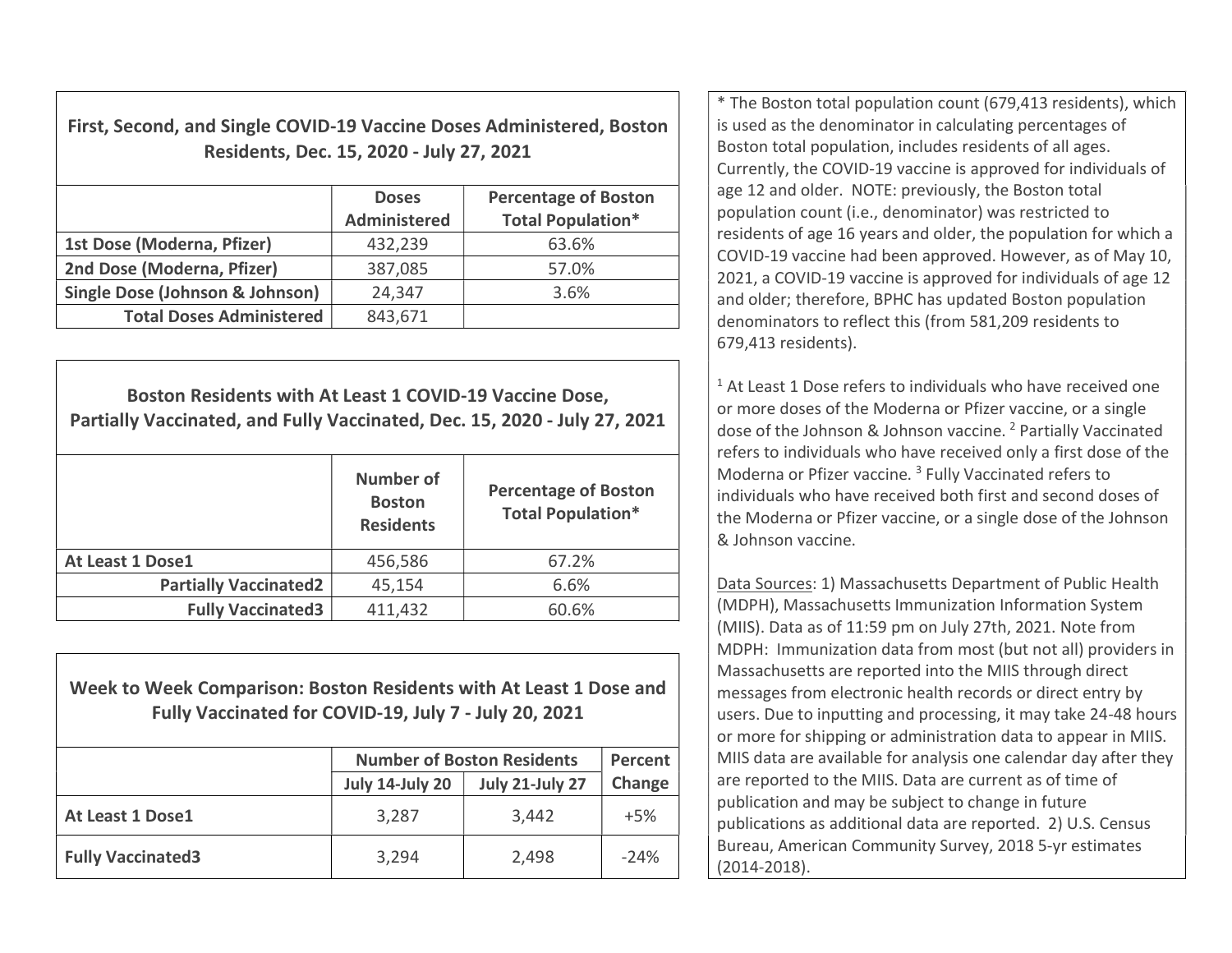| First, Second, and Single COVID-19 Vaccine Doses Administered, Boston Residents, Dec. 15, 2020 - July 27, 2021 | | |
|---|---|---|
| | Doses Administered | Percentage of Boston Total Population* |
| 1st Dose (Moderna, Pfizer) | 432,239 | 63.6% |
| 2nd Dose (Moderna, Pfizer) | 387,085 | 57.0% |
| Single Dose (Johnson & Johnson) | 24,347 | 3.6% |
| Total Doses Administered | 843,671 | |

| Boston Residents with At Least 1 COVID-19 Vaccine Dose, Partially Vaccinated, and Fully Vaccinated, Dec. 15, 2020 - July 27, 2021 | | |
|---|---|---|
| | Number of Boston Residents | Percentage of Boston Total Population* |
| At Least 1 Dose1 | 456,586 | 67.2% |
| Partially Vaccinated2 | 45,154 | 6.6% |
| Fully Vaccinated3 | 411,432 | 60.6% |

| Week to Week Comparison: Boston Residents with At Least 1 Dose and Fully Vaccinated for COVID-19, July 7 - July 20, 2021 | | | |
|---|---|---|---|
| | Number of Boston Residents | | Percent Change |
| | July 14-July 20 | July 21-July 27 | |
| At Least 1 Dose1 | 3,287 | 3,442 | +5% |
| Fully Vaccinated3 | 3,294 | 2,498 | -24% |

* The Boston total population count (679,413 residents), which is used as the denominator in calculating percentages of Boston total population, includes residents of all ages. Currently, the COVID-19 vaccine is approved for individuals of age 12 and older. NOTE: previously, the Boston total population count (i.e., denominator) was restricted to residents of age 16 years and older, the population for which a COVID-19 vaccine had been approved. However, as of May 10, 2021, a COVID-19 vaccine is approved for individuals of age 12 and older; therefore, BPHC has updated Boston population denominators to reflect this (from 581,209 residents to 679,413 residents).

[1] At Least 1 Dose refers to individuals who have received one or more doses of the Moderna or Pfizer vaccine, or a single dose of the Johnson & Johnson vaccine. [2] Partially Vaccinated refers to individuals who have received only a first dose of the Moderna or Pfizer vaccine. [3] Fully Vaccinated refers to individuals who have received both first and second doses of the Moderna or Pfizer vaccine, or a single dose of the Johnson & Johnson vaccine.

Data Sources: 1) Massachusetts Department of Public Health (MDPH), Massachusetts Immunization Information System (MIIS). Data as of 11:59 pm on July 27th, 2021. Note from MDPH: Immunization data from most (but not all) providers in Massachusetts are reported into the MIIS through direct messages from electronic health records or direct entry by users. Due to inputting and processing, it may take 24-48 hours or more for shipping or administration data to appear in MIIS. MIIS data are available for analysis one calendar day after they are reported to the MIIS. Data are current as of time of publication and may be subject to change in future publications as additional data are reported. 2) U.S. Census Bureau, American Community Survey, 2018 5-yr estimates (2014-2018).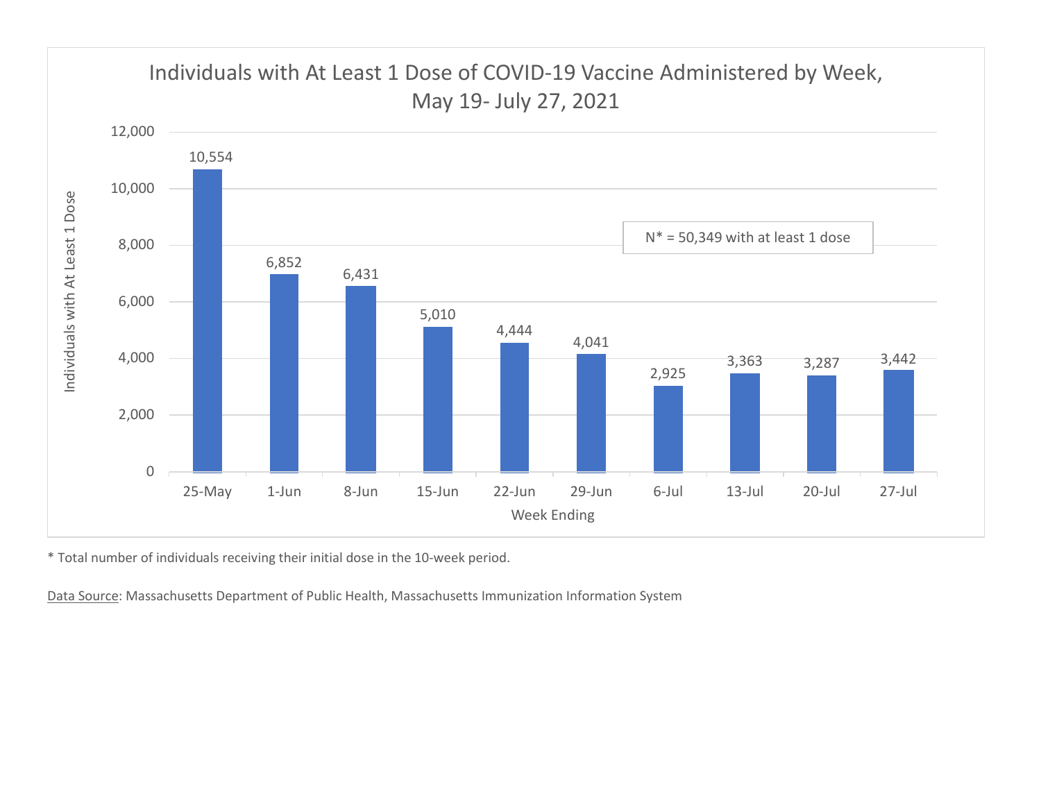## Individuals with At Least 1 Dose of COVID-19 Vaccine Administered by Week, May 19- July 27, 2021

| Week Ending | Individuals with At Least 1 Dose |
| --- | --- |
| 25-May | 10,554 |
| 1-Jun | 6,852 |
| 8-Jun | 6,431 |
| 15-Jun | 5,010 |
| 22-Jun | 4,444 |
| 29-Jun | 4,041 |
| 6-Jul | 2,925 |
| 13-Jul | 3,363 |
| 20-Jul | 3,287 |
| 27-Jul | 3,442 |

N* = 50,349 with at least 1 dose

* Total number of individuals receiving their initial dose in the 10-week period.

Data Source: Massachusetts Department of Public Health, Massachusetts Immunization Information System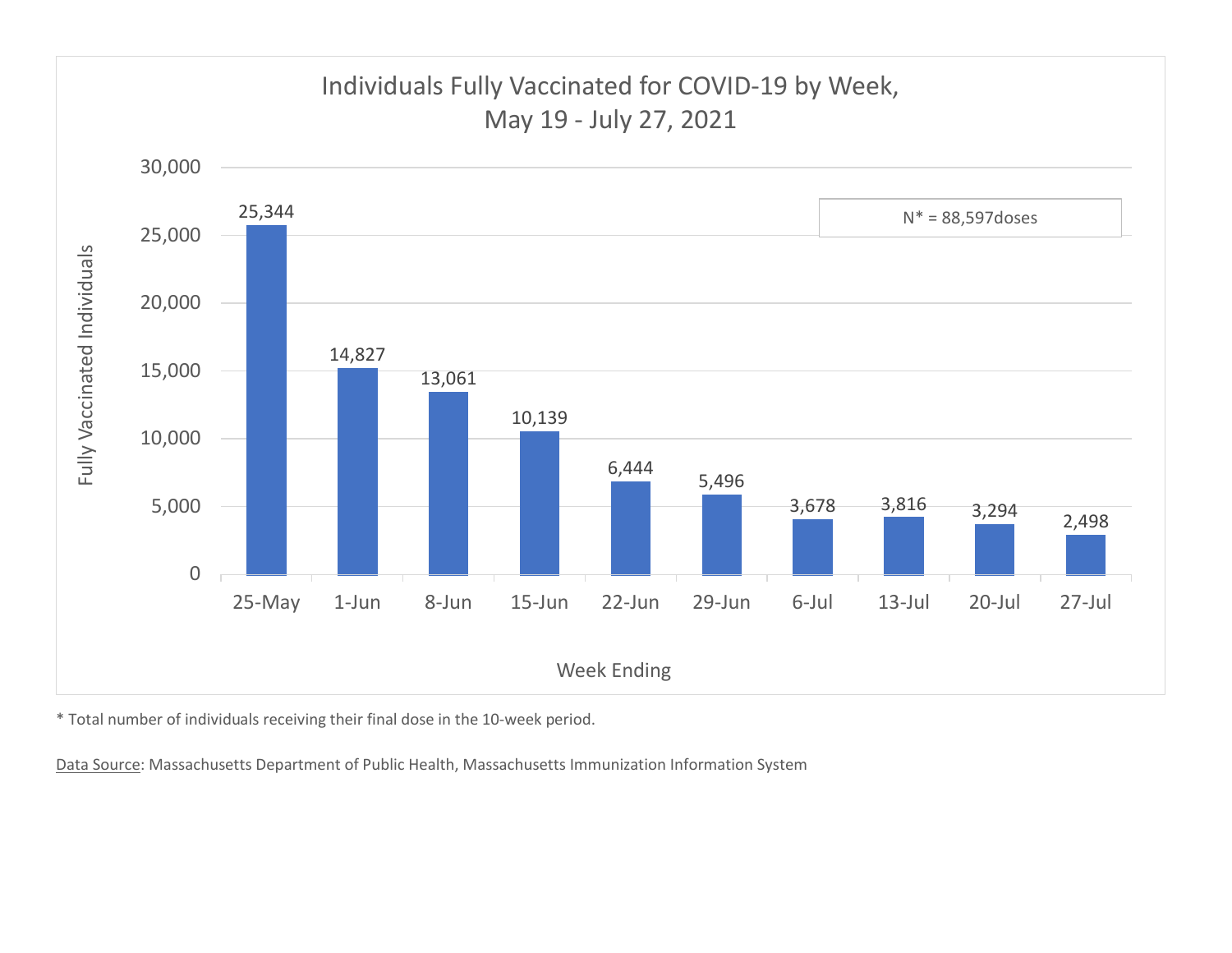## Individuals Fully Vaccinated for COVID-19 by Week, May 19 - July 27, 2021

N* = 88,597doses

| Week Ending | Fully Vaccinated Individuals |
|---|---|
| 25-May | 25,344 |
| 1-Jun | 14,827 |
| 8-Jun | 13,061 |
| 15-Jun | 10,139 |
| 22-Jun | 6,444 |
| 29-Jun | 5,496 |
| 6-Jul | 3,678 |
| 13-Jul | 3,816 |
| 20-Jul | 3,294 |
| 27-Jul | 2,498 |

\* Total number of individuals receiving their final dose in the 10-week period.

Data Source: Massachusetts Department of Public Health, Massachusetts Immunization Information System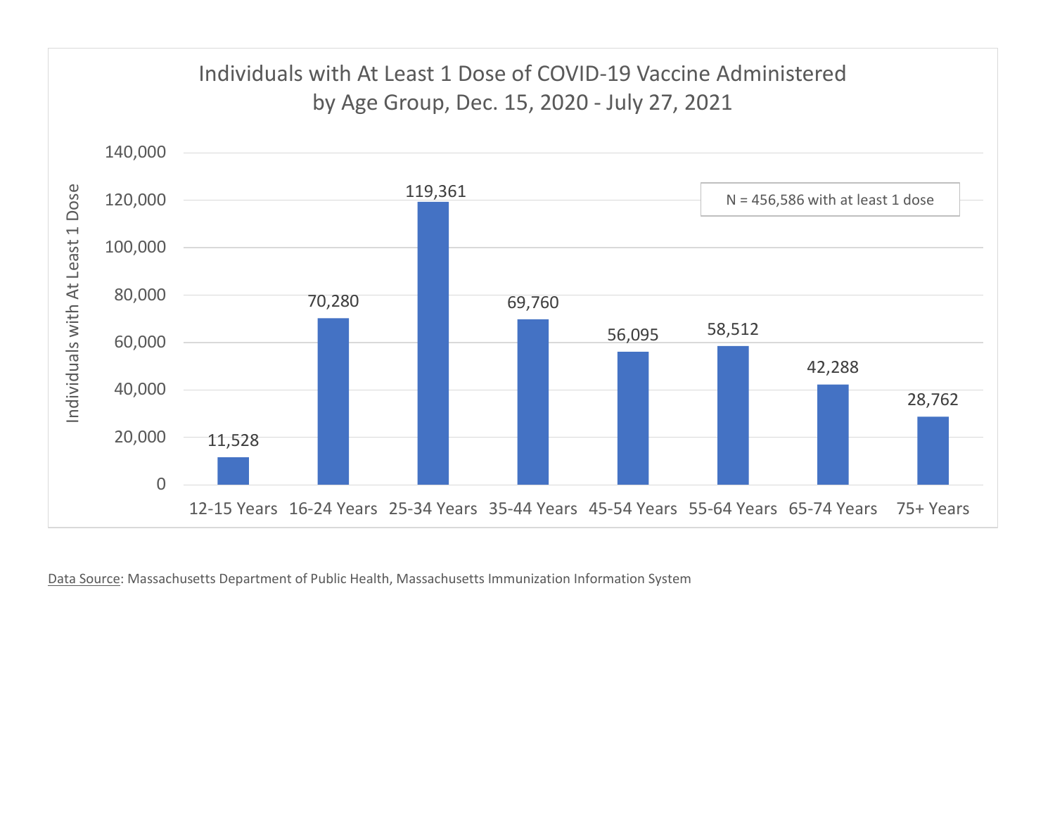## Individuals with At Least 1 Dose of COVID-19 Vaccine Administered by Age Group, Dec. 15, 2020 - July 27, 2021

N = 456,586 with at least 1 dose

| Age Group | Individuals with At Least 1 Dose |
| --- | --- |
| 12-15 Years | 11,528 |
| 16-24 Years | 70,280 |
| 25-34 Years | 119,361 |
| 35-44 Years | 69,760 |
| 45-54 Years | 56,095 |
| 55-64 Years | 58,512 |
| 65-74 Years | 42,288 |
| 75+ Years | 28,762 |

Data Source: Massachusetts Department of Public Health, Massachusetts Immunization Information System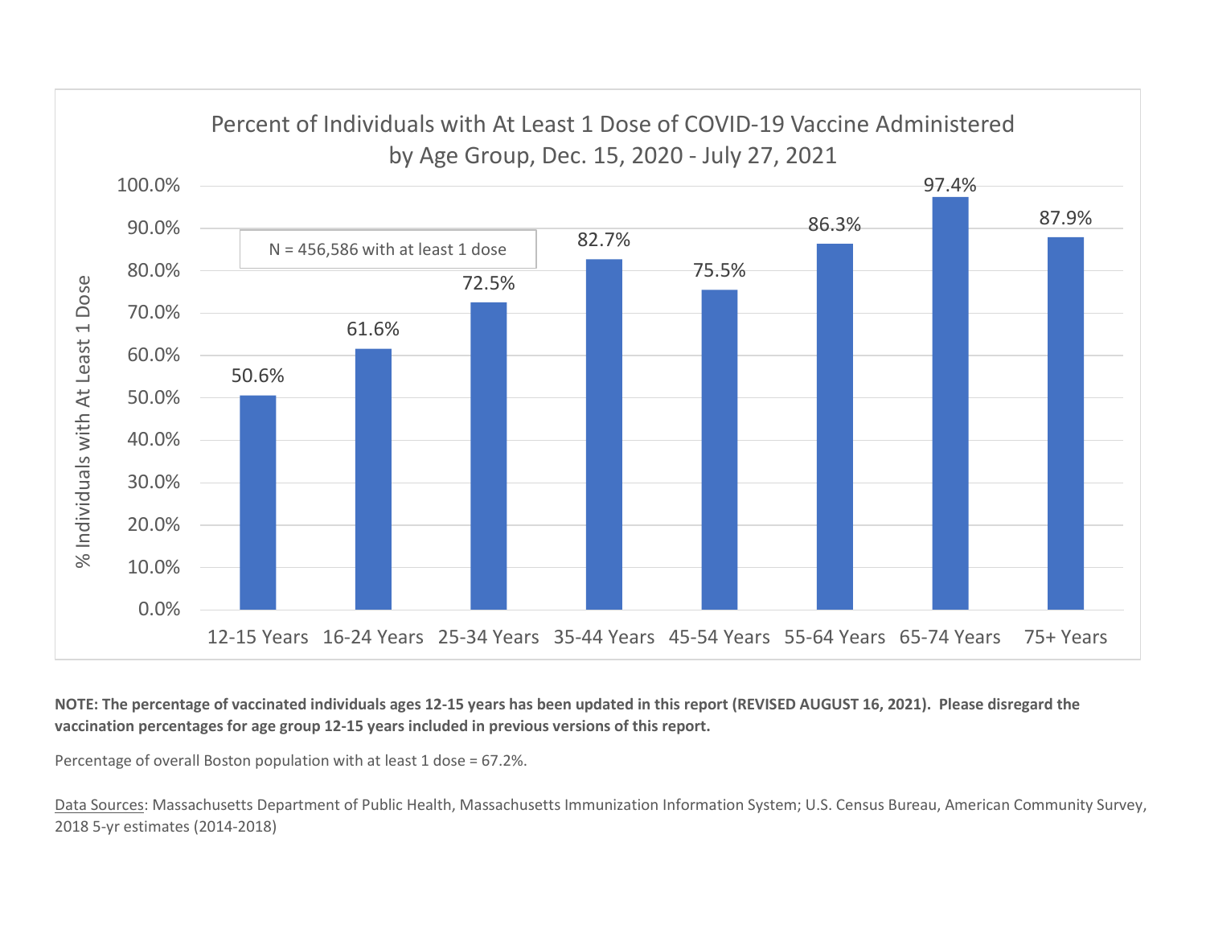## Percent of Individuals with At Least 1 Dose of COVID-19 Vaccine Administered by Age Group, Dec. 15, 2020 - July 27, 2021

N = 456,586 with at least 1 dose

| Age Group | % Individuals with At Least 1 Dose |
| --- | --- |
| 12-15 Years | 50.6% |
| 16-24 Years | 61.6% |
| 25-34 Years | 72.5% |
| 35-44 Years | 82.7% |
| 45-54 Years | 75.5% |
| 55-64 Years | 86.3% |
| 65-74 Years | 97.4% |
| 75+ Years | 87.9% |

**NOTE: The percentage of vaccinated individuals ages 12-15 years has been updated in this report (REVISED AUGUST 16, 2021). Please disregard the vaccination percentages for age group 12-15 years included in previous versions of this report.**

Percentage of overall Boston population with at least 1 dose = 67.2%.

Data Sources: Massachusetts Department of Public Health, Massachusetts Immunization Information System; U.S. Census Bureau, American Community Survey, 2018 5-yr estimates (2014-2018)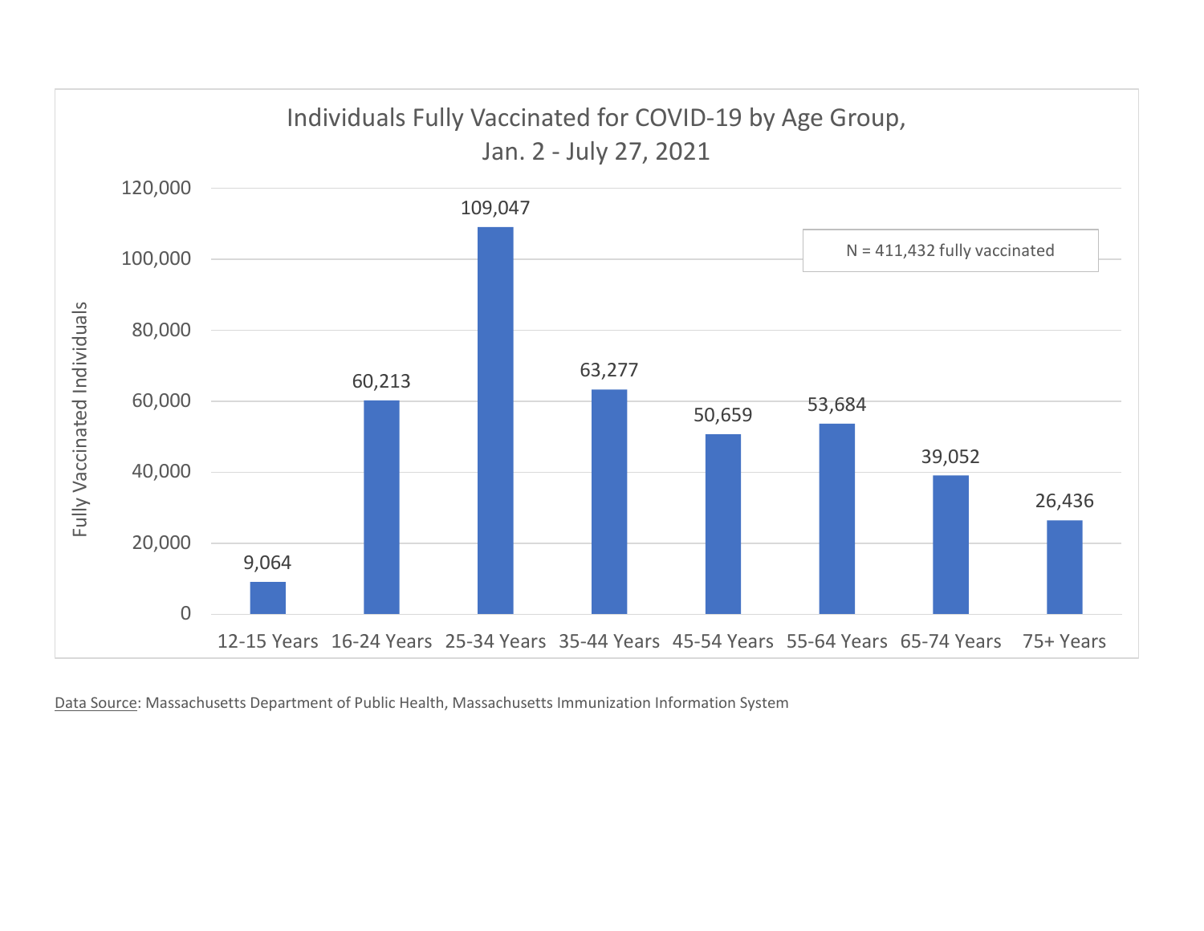## Individuals Fully Vaccinated for COVID-19 by Age Group, Jan. 2 - July 27, 2021

N = 411,432 fully vaccinated

| Age Group | Fully Vaccinated Individuals |
| --- | --- |
| 12-15 Years | 9,064 |
| 16-24 Years | 60,213 |
| 25-34 Years | 109,047 |
| 35-44 Years | 63,277 |
| 45-54 Years | 50,659 |
| 55-64 Years | 53,684 |
| 65-74 Years | 39,052 |
| 75+ Years | 26,436 |

Data Source: Massachusetts Department of Public Health, Massachusetts Immunization Information System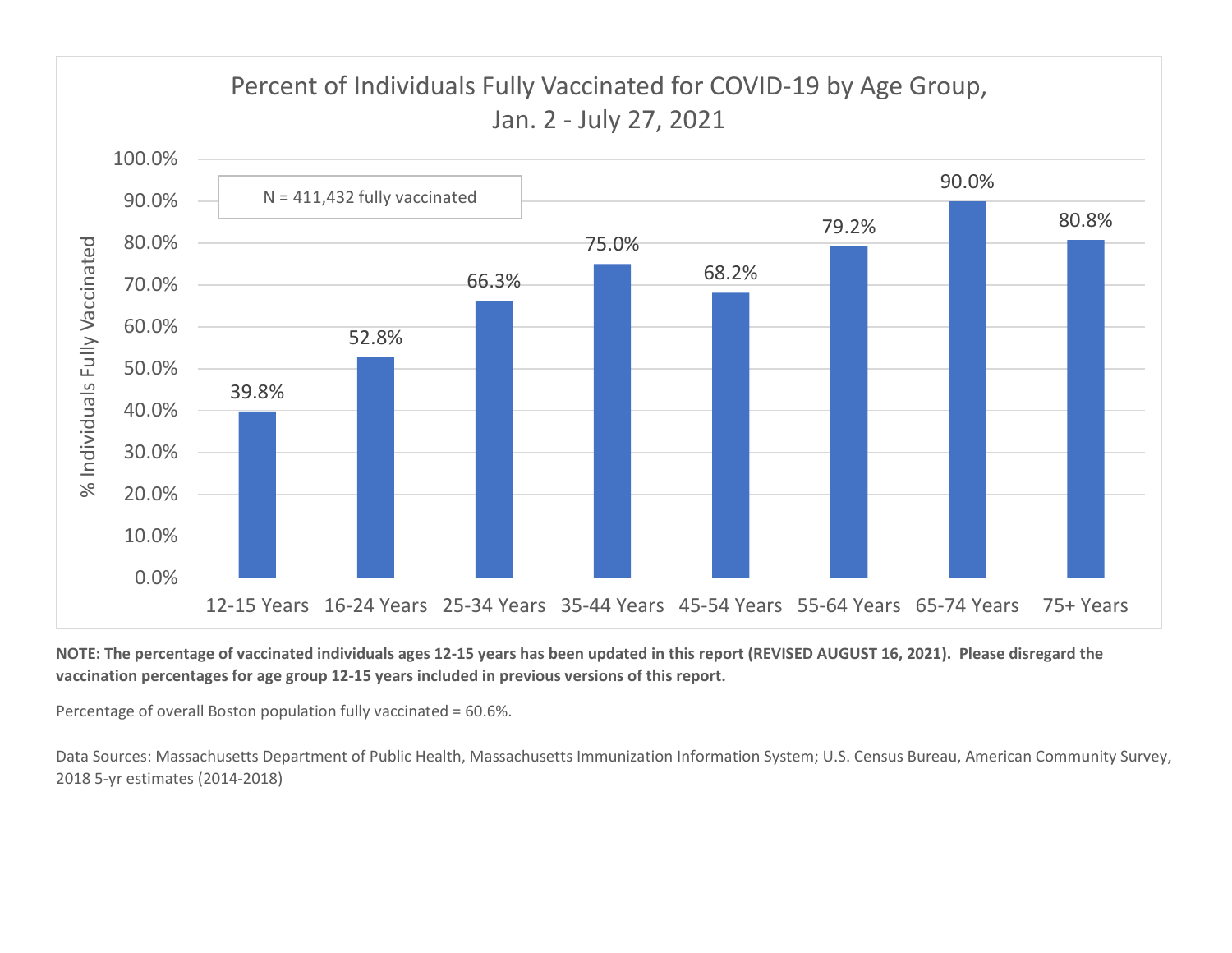## Percent of Individuals Fully Vaccinated for COVID-19 by Age Group, Jan. 2 - July 27, 2021

N = 411,432 fully vaccinated

| Age Group | % Individuals Fully Vaccinated |
|---|---|
| 12-15 Years | 39.8% |
| 16-24 Years | 52.8% |
| 25-34 Years | 66.3% |
| 35-44 Years | 75.0% |
| 45-54 Years | 68.2% |
| 55-64 Years | 79.2% |
| 65-74 Years | 90.0% |
| 75+ Years | 80.8% |

**NOTE: The percentage of vaccinated individuals ages 12-15 years has been updated in this report (REVISED AUGUST 16, 2021). Please disregard the vaccination percentages for age group 12-15 years included in previous versions of this report.**

Percentage of overall Boston population fully vaccinated = 60.6%.

Data Sources: Massachusetts Department of Public Health, Massachusetts Immunization Information System; U.S. Census Bureau, American Community Survey, 2018 5-yr estimates (2014-2018)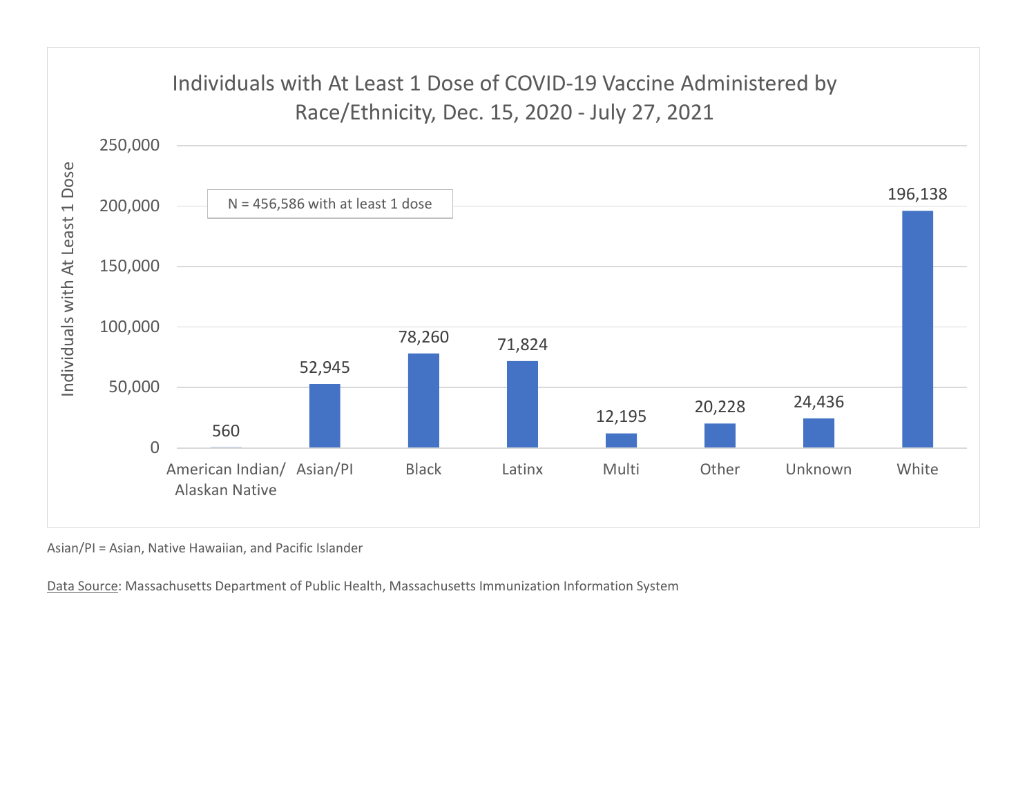## Individuals with At Least 1 Dose of COVID-19 Vaccine Administered by Race/Ethnicity, Dec. 15, 2020 - July 27, 2021

N = 456,586 with at least 1 dose

| Race/Ethnicity | Individuals with At Least 1 Dose |
|---|---|
| American Indian/ Alaskan Native | 560 |
| Asian/PI | 52,945 |
| Black | 78,260 |
| Latinx | 71,824 |
| Multi | 12,195 |
| Other | 20,228 |
| Unknown | 24,436 |
| White | 196,138 |

Asian/PI = Asian, Native Hawaiian, and Pacific Islander

Data Source: Massachusetts Department of Public Health, Massachusetts Immunization Information System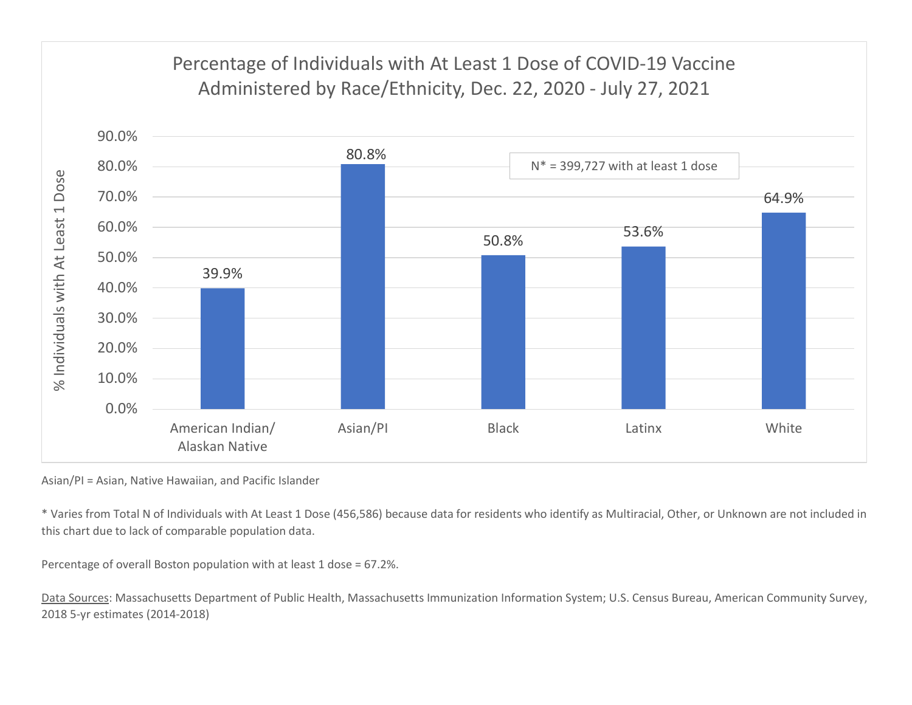## Percentage of Individuals with At Least 1 Dose of COVID-19 Vaccine Administered by Race/Ethnicity, Dec. 22, 2020 - July 27, 2021

| Race/Ethnicity | % Individuals with At Least 1 Dose |
| --- | --- |
| American Indian/ Alaskan Native | 39.9% |
| Asian/PI | 80.8% |
| Black | 50.8% |
| Latinx | 53.6% |
| White | 64.9% |

N* = 399,727 with at least 1 dose

Asian/PI = Asian, Native Hawaiian, and Pacific Islander

* Varies from Total N of Individuals with At Least 1 Dose (456,586) because data for residents who identify as Multiracial, Other, or Unknown are not included in this chart due to lack of comparable population data.

Percentage of overall Boston population with at least 1 dose = 67.2%.

Data Sources: Massachusetts Department of Public Health, Massachusetts Immunization Information System; U.S. Census Bureau, American Community Survey, 2018 5-yr estimates (2014-2018)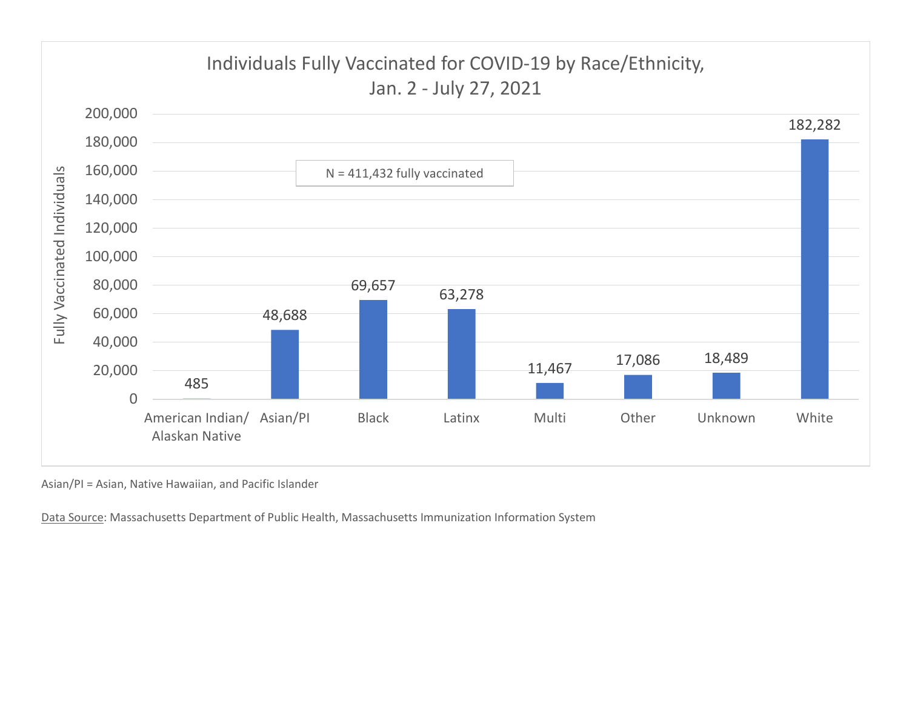## Individuals Fully Vaccinated for COVID-19 by Race/Ethnicity, Jan. 2 - July 27, 2021

N = 411,432 fully vaccinated

| Race/Ethnicity | Fully Vaccinated Individuals |
|---|---|
| American Indian/ Alaskan Native | 485 |
| Asian/PI | 48,688 |
| Black | 69,657 |
| Latinx | 63,278 |
| Multi | 11,467 |
| Other | 17,086 |
| Unknown | 18,489 |
| White | 182,282 |

Asian/PI = Asian, Native Hawaiian, and Pacific Islander

Data Source: Massachusetts Department of Public Health, Massachusetts Immunization Information System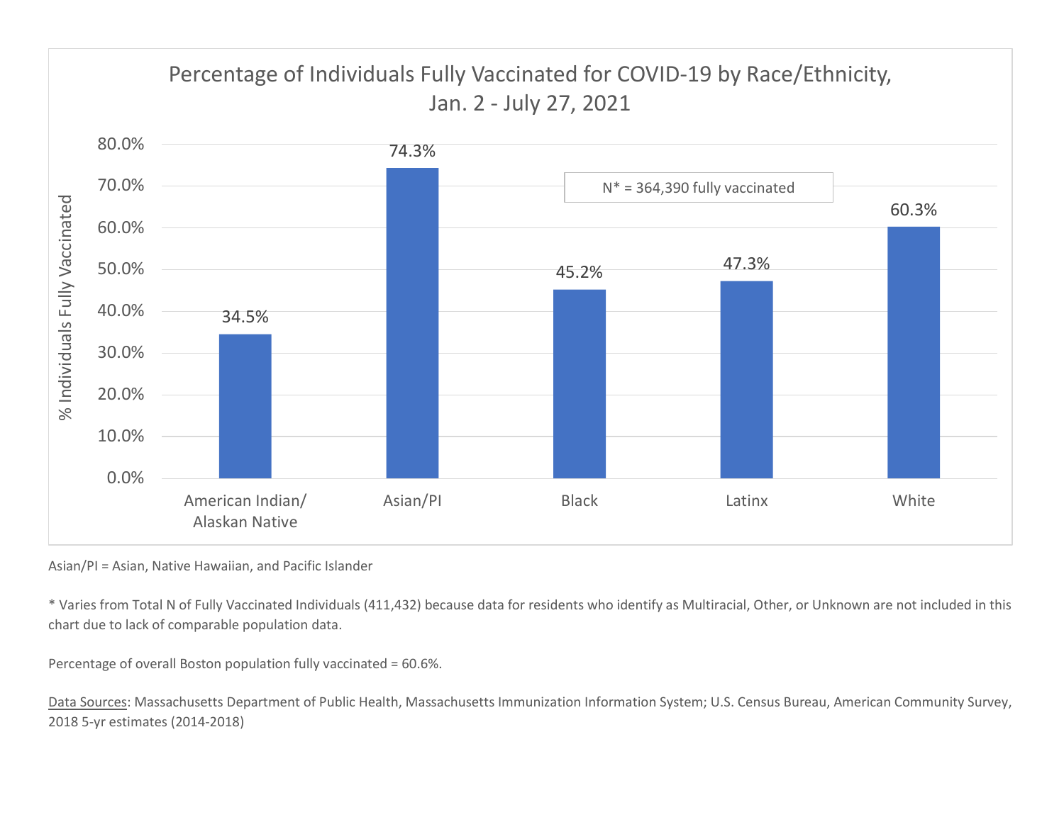## Percentage of Individuals Fully Vaccinated for COVID-19 by Race/Ethnicity, Jan. 2 - July 27, 2021

| Race/Ethnicity | % Individuals Fully Vaccinated |
| --- | --- |
| American Indian/ Alaskan Native | 34.5% |
| Asian/PI | 74.3% |
| Black | 45.2% |
| Latinx | 47.3% |
| White | 60.3% |

N* = 364,390 fully vaccinated

Asian/PI = Asian, Native Hawaiian, and Pacific Islander

* Varies from Total N of Fully Vaccinated Individuals (411,432) because data for residents who identify as Multiracial, Other, or Unknown are not included in this chart due to lack of comparable population data.

Percentage of overall Boston population fully vaccinated = 60.6%.

Data Sources: Massachusetts Department of Public Health, Massachusetts Immunization Information System; U.S. Census Bureau, American Community Survey, 2018 5-yr estimates (2014-2018)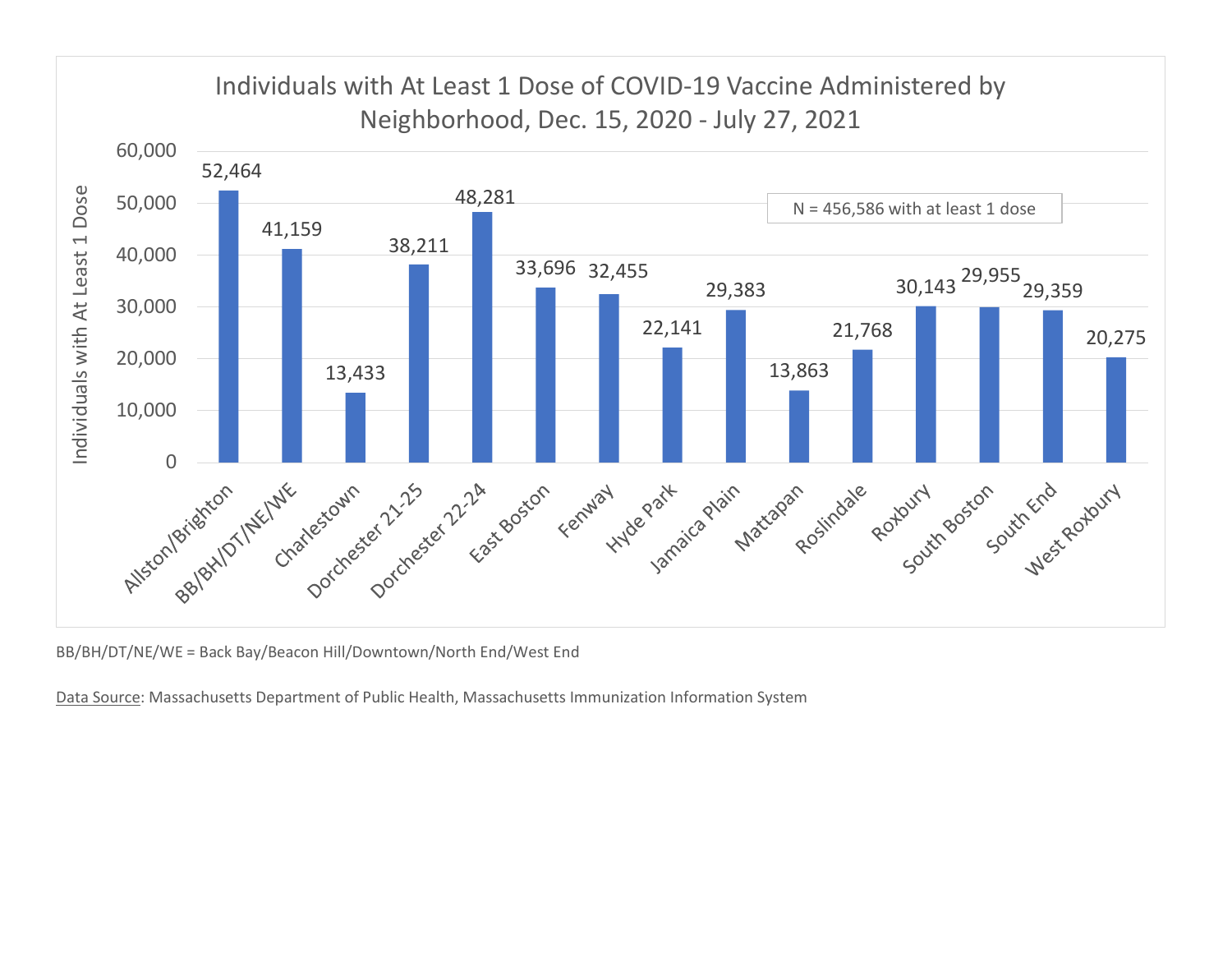## Individuals with At Least 1 Dose of COVID-19 Vaccine Administered by Neighborhood, Dec. 15, 2020 - July 27, 2021

N = 456,586 with at least 1 dose

| Neighborhood | Individuals with At Least 1 Dose |
|---|---|
| Allston/Brighton | 52,464 |
| BB/BH/DT/NE/WE | 41,159 |
| Charlestown | 13,433 |
| Dorchester 21-25 | 38,211 |
| Dorchester 22-24 | 48,281 |
| East Boston | 33,696 |
| Fenway | 32,455 |
| Hyde Park | 22,141 |
| Jamaica Plain | 29,383 |
| Mattapan | 13,863 |
| Roslindale | 21,768 |
| Roxbury | 30,143 |
| South Boston | 29,955 |
| South End | 29,359 |
| West Roxbury | 20,275 |

BB/BH/DT/NE/WE = Back Bay/Beacon Hill/Downtown/North End/West End

Data Source: Massachusetts Department of Public Health, Massachusetts Immunization Information System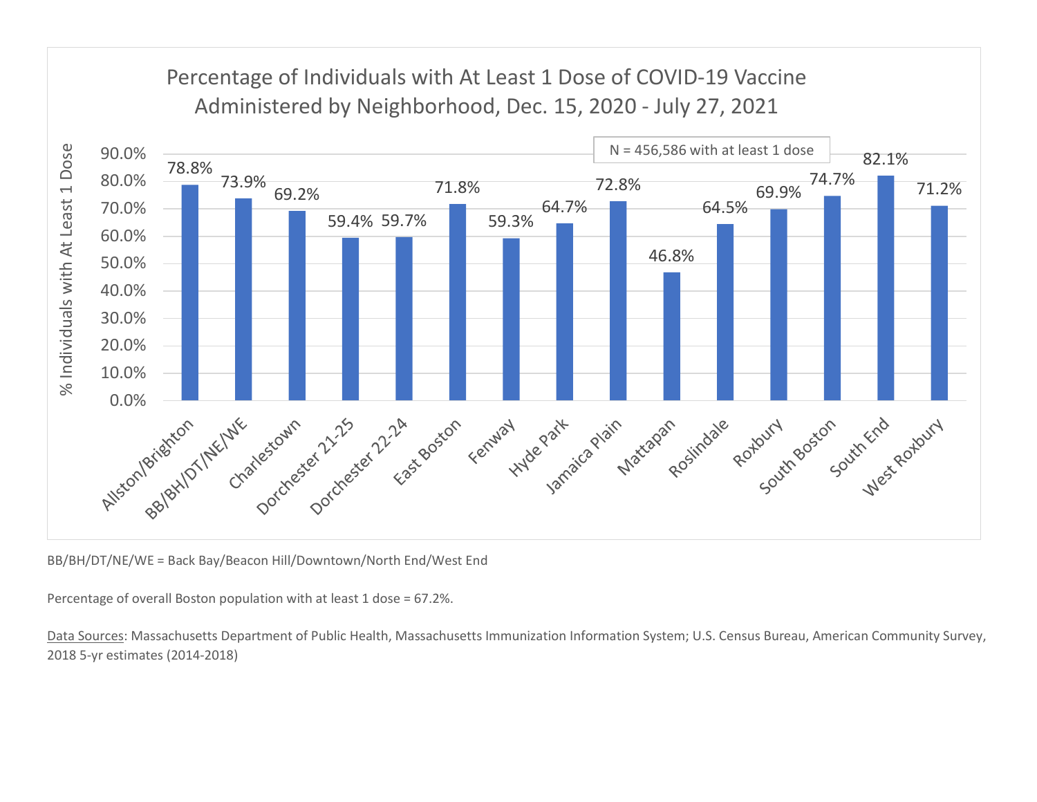## Percentage of Individuals with At Least 1 Dose of COVID-19 Vaccine Administered by Neighborhood, Dec. 15, 2020 - July 27, 2021

N = 456,586 with at least 1 dose

| Neighborhood | % Individuals with At Least 1 Dose |
| --- | --- |
| Allston/Brighton | 78.8% |
| BB/BH/DT/NE/WE | 73.9% |
| Charlestown | 69.2% |
| Dorchester 21-25 | 59.4% |
| Dorchester 22-24 | 59.7% |
| East Boston | 71.8% |
| Fenway | 59.3% |
| Hyde Park | 64.7% |
| Jamaica Plain | 72.8% |
| Mattapan | 46.8% |
| Roslindale | 64.5% |
| Roxbury | 69.9% |
| South Boston | 74.7% |
| South End | 82.1% |
| West Roxbury | 71.2% |

BB/BH/DT/NE/WE = Back Bay/Beacon Hill/Downtown/North End/West End

Percentage of overall Boston population with at least 1 dose = 67.2%.

Data Sources: Massachusetts Department of Public Health, Massachusetts Immunization Information System; U.S. Census Bureau, American Community Survey, 2018 5-yr estimates (2014-2018)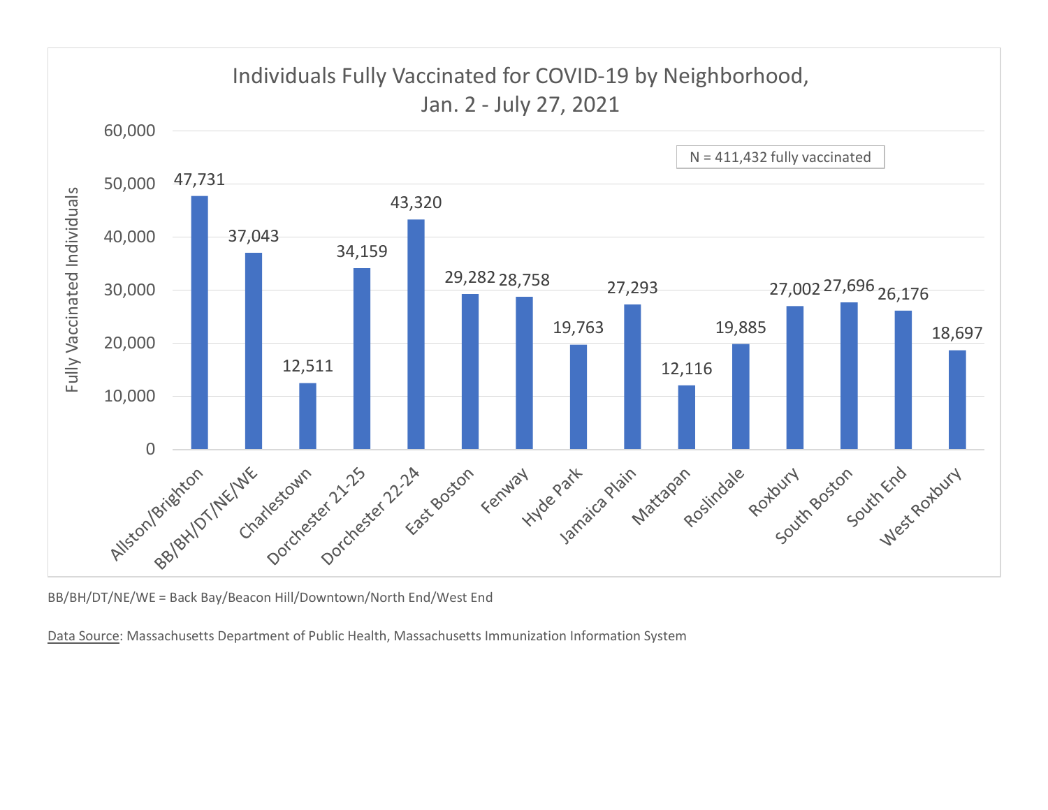## Individuals Fully Vaccinated for COVID-19 by Neighborhood, Jan. 2 - July 27, 2021

N = 411,432 fully vaccinated

| Neighborhood | Fully Vaccinated Individuals |
|---|---|
| Allston/Brighton | 47,731 |
| BB/BH/DT/NE/WE | 37,043 |
| Charlestown | 12,511 |
| Dorchester 21-25 | 34,159 |
| Dorchester 22-24 | 43,320 |
| East Boston | 29,282 |
| Fenway | 28,758 |
| Hyde Park | 19,763 |
| Jamaica Plain | 27,293 |
| Mattapan | 12,116 |
| Roslindale | 19,885 |
| Roxbury | 27,002 |
| South Boston | 27,696 |
| South End | 26,176 |
| West Roxbury | 18,697 |

BB/BH/DT/NE/WE = Back Bay/Beacon Hill/Downtown/North End/West End

Data Source: Massachusetts Department of Public Health, Massachusetts Immunization Information System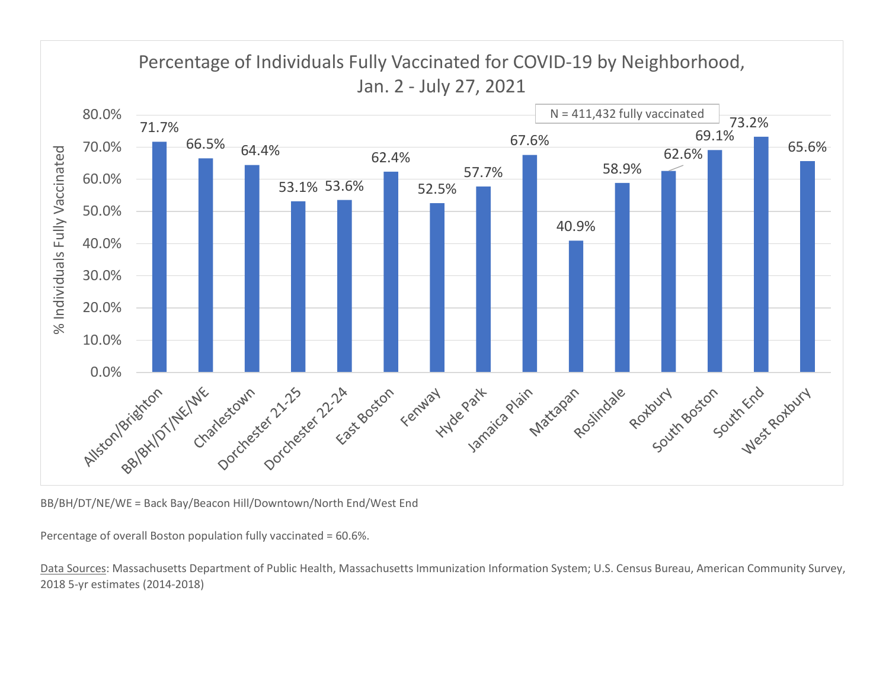## Percentage of Individuals Fully Vaccinated for COVID-19 by Neighborhood, Jan. 2 - July 27, 2021

N = 411,432 fully vaccinated

| Neighborhood | % Individuals Fully Vaccinated |
|---|---|
| Allston/Brighton | 71.7% |
| BB/BH/DT/NE/WE | 66.5% |
| Charlestown | 64.4% |
| Dorchester 21-25 | 53.1% |
| Dorchester 22-24 | 53.6% |
| East Boston | 62.4% |
| Fenway | 52.5% |
| Hyde Park | 57.7% |
| Jamaica Plain | 67.6% |
| Mattapan | 40.9% |
| Roslindale | 58.9% |
| Roxbury | 62.6% |
| South Boston | 69.1% |
| South End | 73.2% |
| West Roxbury | 65.6% |

BB/BH/DT/NE/WE = Back Bay/Beacon Hill/Downtown/North End/West End

Percentage of overall Boston population fully vaccinated = 60.6%.

Data Sources: Massachusetts Department of Public Health, Massachusetts Immunization Information System; U.S. Census Bureau, American Community Survey, 2018 5-yr estimates (2014-2018)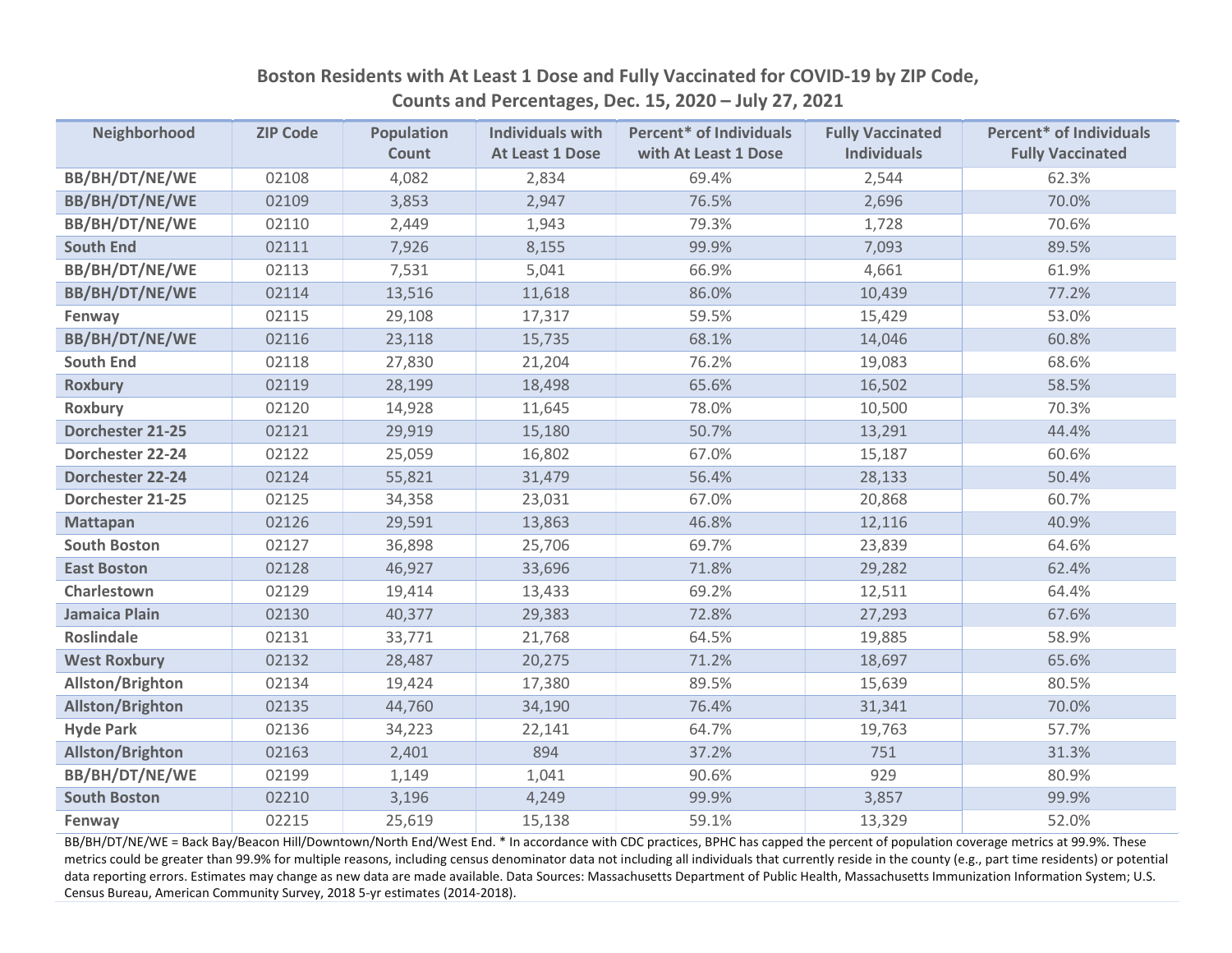## Boston Residents with At Least 1 Dose and Fully Vaccinated for COVID-19 by ZIP Code, Counts and Percentages, Dec. 15, 2020 – July 27, 2021

| Neighborhood | ZIP Code | Population Count | Individuals with At Least 1 Dose | Percent* of Individuals with At Least 1 Dose | Fully Vaccinated Individuals | Percent* of Individuals Fully Vaccinated |
|---|---|---|---|---|---|---|
| BB/BH/DT/NE/WE | 02108 | 4,082 | 2,834 | 69.4% | 2,544 | 62.3% |
| BB/BH/DT/NE/WE | 02109 | 3,853 | 2,947 | 76.5% | 2,696 | 70.0% |
| BB/BH/DT/NE/WE | 02110 | 2,449 | 1,943 | 79.3% | 1,728 | 70.6% |
| South End | 02111 | 7,926 | 8,155 | 99.9% | 7,093 | 89.5% |
| BB/BH/DT/NE/WE | 02113 | 7,531 | 5,041 | 66.9% | 4,661 | 61.9% |
| BB/BH/DT/NE/WE | 02114 | 13,516 | 11,618 | 86.0% | 10,439 | 77.2% |
| Fenway | 02115 | 29,108 | 17,317 | 59.5% | 15,429 | 53.0% |
| BB/BH/DT/NE/WE | 02116 | 23,118 | 15,735 | 68.1% | 14,046 | 60.8% |
| South End | 02118 | 27,830 | 21,204 | 76.2% | 19,083 | 68.6% |
| Roxbury | 02119 | 28,199 | 18,498 | 65.6% | 16,502 | 58.5% |
| Roxbury | 02120 | 14,928 | 11,645 | 78.0% | 10,500 | 70.3% |
| Dorchester 21-25 | 02121 | 29,919 | 15,180 | 50.7% | 13,291 | 44.4% |
| Dorchester 22-24 | 02122 | 25,059 | 16,802 | 67.0% | 15,187 | 60.6% |
| Dorchester 22-24 | 02124 | 55,821 | 31,479 | 56.4% | 28,133 | 50.4% |
| Dorchester 21-25 | 02125 | 34,358 | 23,031 | 67.0% | 20,868 | 60.7% |
| Mattapan | 02126 | 29,591 | 13,863 | 46.8% | 12,116 | 40.9% |
| South Boston | 02127 | 36,898 | 25,706 | 69.7% | 23,839 | 64.6% |
| East Boston | 02128 | 46,927 | 33,696 | 71.8% | 29,282 | 62.4% |
| Charlestown | 02129 | 19,414 | 13,433 | 69.2% | 12,511 | 64.4% |
| Jamaica Plain | 02130 | 40,377 | 29,383 | 72.8% | 27,293 | 67.6% |
| Roslindale | 02131 | 33,771 | 21,768 | 64.5% | 19,885 | 58.9% |
| West Roxbury | 02132 | 28,487 | 20,275 | 71.2% | 18,697 | 65.6% |
| Allston/Brighton | 02134 | 19,424 | 17,380 | 89.5% | 15,639 | 80.5% |
| Allston/Brighton | 02135 | 44,760 | 34,190 | 76.4% | 31,341 | 70.0% |
| Hyde Park | 02136 | 34,223 | 22,141 | 64.7% | 19,763 | 57.7% |
| Allston/Brighton | 02163 | 2,401 | 894 | 37.2% | 751 | 31.3% |
| BB/BH/DT/NE/WE | 02199 | 1,149 | 1,041 | 90.6% | 929 | 80.9% |
| South Boston | 02210 | 3,196 | 4,249 | 99.9% | 3,857 | 99.9% |
| Fenway | 02215 | 25,619 | 15,138 | 59.1% | 13,329 | 52.0% |

BB/BH/DT/NE/WE = Back Bay/Beacon Hill/Downtown/North End/West End. * In accordance with CDC practices, BPHC has capped the percent of population coverage metrics at 99.9%. These metrics could be greater than 99.9% for multiple reasons, including census denominator data not including all individuals that currently reside in the county (e.g., part time residents) or potential data reporting errors. Estimates may change as new data are made available. Data Sources: Massachusetts Department of Public Health, Massachusetts Immunization Information System; U.S. Census Bureau, American Community Survey, 2018 5-yr estimates (2014-2018).